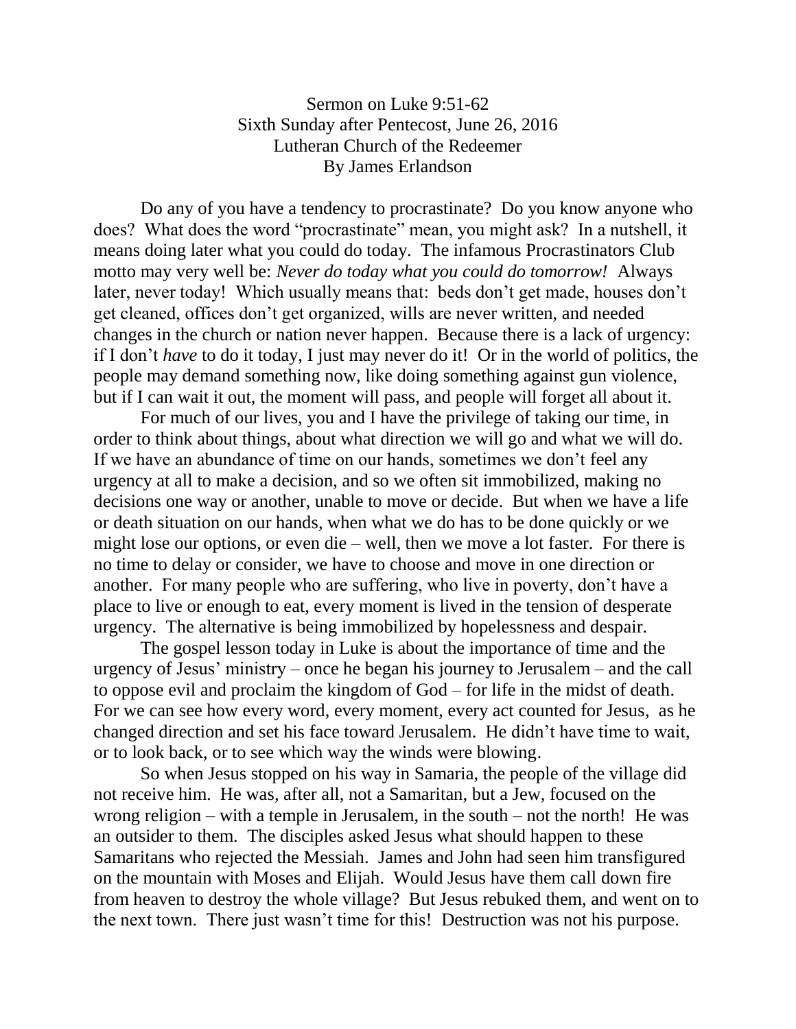Sermon on Luke 9:51-62
Sixth Sunday after Pentecost, June 26, 2016
Lutheran Church of the Redeemer
By James Erlandson

Do any of you have a tendency to procrastinate? Do you know anyone who does? What does the word "procrastinate" mean, you might ask? In a nutshell, it means doing later what you could do today. The infamous Procrastinators Club motto may very well be: *Never do today what you could do tomorrow!* Always later, never today! Which usually means that: beds don't get made, houses don't get cleaned, offices don't get organized, wills are never written, and needed changes in the church or nation never happen. Because there is a lack of urgency: if I don't *have* to do it today, I just may never do it! Or in the world of politics, the people may demand something now, like doing something against gun violence, but if I can wait it out, the moment will pass, and people will forget all about it.

For much of our lives, you and I have the privilege of taking our time, in order to think about things, about what direction we will go and what we will do. If we have an abundance of time on our hands, sometimes we don't feel any urgency at all to make a decision, and so we often sit immobilized, making no decisions one way or another, unable to move or decide. But when we have a life or death situation on our hands, when what we do has to be done quickly or we might lose our options, or even die – well, then we move a lot faster. For there is no time to delay or consider, we have to choose and move in one direction or another. For many people who are suffering, who live in poverty, don't have a place to live or enough to eat, every moment is lived in the tension of desperate urgency. The alternative is being immobilized by hopelessness and despair.

The gospel lesson today in Luke is about the importance of time and the urgency of Jesus' ministry – once he began his journey to Jerusalem – and the call to oppose evil and proclaim the kingdom of God – for life in the midst of death. For we can see how every word, every moment, every act counted for Jesus, as he changed direction and set his face toward Jerusalem. He didn't have time to wait, or to look back, or to see which way the winds were blowing.

So when Jesus stopped on his way in Samaria, the people of the village did not receive him. He was, after all, not a Samaritan, but a Jew, focused on the wrong religion – with a temple in Jerusalem, in the south – not the north! He was an outsider to them. The disciples asked Jesus what should happen to these Samaritans who rejected the Messiah. James and John had seen him transfigured on the mountain with Moses and Elijah. Would Jesus have them call down fire from heaven to destroy the whole village? But Jesus rebuked them, and went on to the next town. There just wasn't time for this! Destruction was not his purpose.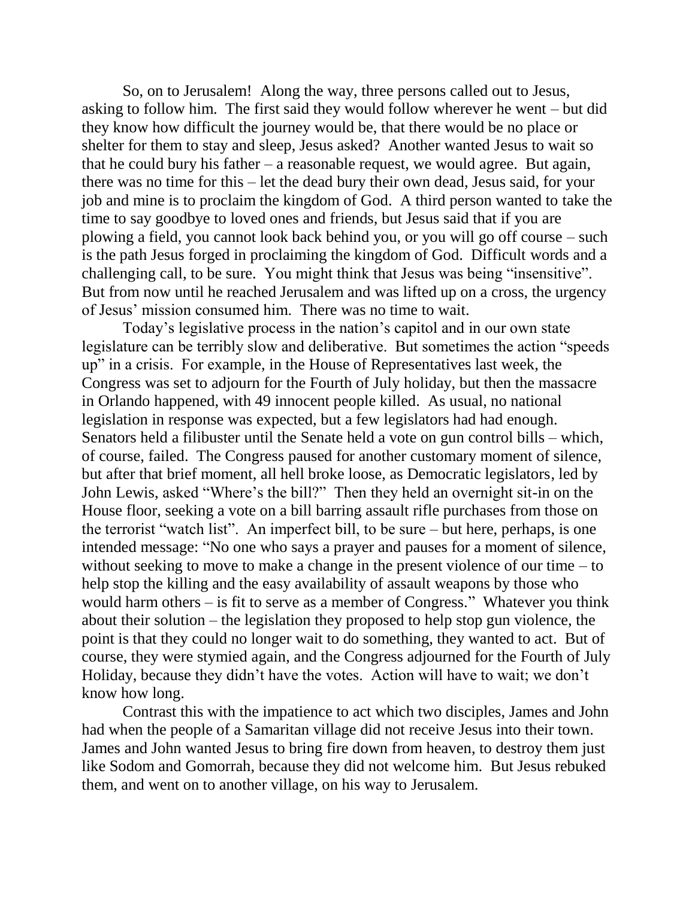So, on to Jerusalem! Along the way, three persons called out to Jesus, asking to follow him. The first said they would follow wherever he went – but did they know how difficult the journey would be, that there would be no place or shelter for them to stay and sleep, Jesus asked? Another wanted Jesus to wait so that he could bury his father – a reasonable request, we would agree. But again, there was no time for this – let the dead bury their own dead, Jesus said, for your job and mine is to proclaim the kingdom of God. A third person wanted to take the time to say goodbye to loved ones and friends, but Jesus said that if you are plowing a field, you cannot look back behind you, or you will go off course – such is the path Jesus forged in proclaiming the kingdom of God. Difficult words and a challenging call, to be sure. You might think that Jesus was being "insensitive". But from now until he reached Jerusalem and was lifted up on a cross, the urgency of Jesus' mission consumed him. There was no time to wait.

Today's legislative process in the nation's capitol and in our own state legislature can be terribly slow and deliberative. But sometimes the action "speeds up" in a crisis. For example, in the House of Representatives last week, the Congress was set to adjourn for the Fourth of July holiday, but then the massacre in Orlando happened, with 49 innocent people killed. As usual, no national legislation in response was expected, but a few legislators had had enough. Senators held a filibuster until the Senate held a vote on gun control bills – which, of course, failed. The Congress paused for another customary moment of silence, but after that brief moment, all hell broke loose, as Democratic legislators, led by John Lewis, asked "Where's the bill?" Then they held an overnight sit-in on the House floor, seeking a vote on a bill barring assault rifle purchases from those on the terrorist "watch list". An imperfect bill, to be sure – but here, perhaps, is one intended message: "No one who says a prayer and pauses for a moment of silence, without seeking to move to make a change in the present violence of our time – to help stop the killing and the easy availability of assault weapons by those who would harm others – is fit to serve as a member of Congress." Whatever you think about their solution – the legislation they proposed to help stop gun violence, the point is that they could no longer wait to do something, they wanted to act. But of course, they were stymied again, and the Congress adjourned for the Fourth of July Holiday, because they didn't have the votes. Action will have to wait; we don't know how long.

Contrast this with the impatience to act which two disciples, James and John had when the people of a Samaritan village did not receive Jesus into their town. James and John wanted Jesus to bring fire down from heaven, to destroy them just like Sodom and Gomorrah, because they did not welcome him. But Jesus rebuked them, and went on to another village, on his way to Jerusalem.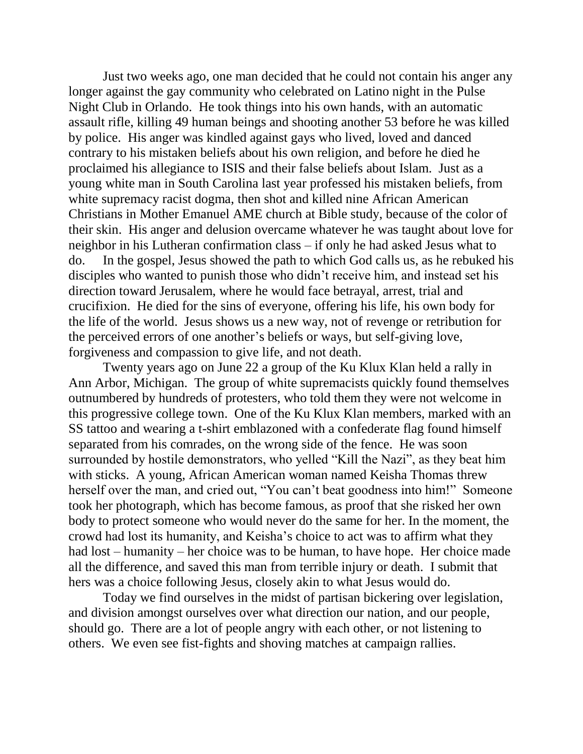Just two weeks ago, one man decided that he could not contain his anger any longer against the gay community who celebrated on Latino night in the Pulse Night Club in Orlando. He took things into his own hands, with an automatic assault rifle, killing 49 human beings and shooting another 53 before he was killed by police. His anger was kindled against gays who lived, loved and danced contrary to his mistaken beliefs about his own religion, and before he died he proclaimed his allegiance to ISIS and their false beliefs about Islam. Just as a young white man in South Carolina last year professed his mistaken beliefs, from white supremacy racist dogma, then shot and killed nine African American Christians in Mother Emanuel AME church at Bible study, because of the color of their skin. His anger and delusion overcame whatever he was taught about love for neighbor in his Lutheran confirmation class – if only he had asked Jesus what to do. In the gospel, Jesus showed the path to which God calls us, as he rebuked his disciples who wanted to punish those who didn't receive him, and instead set his direction toward Jerusalem, where he would face betrayal, arrest, trial and crucifixion. He died for the sins of everyone, offering his life, his own body for the life of the world. Jesus shows us a new way, not of revenge or retribution for the perceived errors of one another's beliefs or ways, but self-giving love, forgiveness and compassion to give life, and not death.

Twenty years ago on June 22 a group of the Ku Klux Klan held a rally in Ann Arbor, Michigan. The group of white supremacists quickly found themselves outnumbered by hundreds of protesters, who told them they were not welcome in this progressive college town. One of the Ku Klux Klan members, marked with an SS tattoo and wearing a t-shirt emblazoned with a confederate flag found himself separated from his comrades, on the wrong side of the fence. He was soon surrounded by hostile demonstrators, who yelled "Kill the Nazi", as they beat him with sticks. A young, African American woman named Keisha Thomas threw herself over the man, and cried out, "You can't beat goodness into him!" Someone took her photograph, which has become famous, as proof that she risked her own body to protect someone who would never do the same for her. In the moment, the crowd had lost its humanity, and Keisha's choice to act was to affirm what they had lost – humanity – her choice was to be human, to have hope. Her choice made all the difference, and saved this man from terrible injury or death. I submit that hers was a choice following Jesus, closely akin to what Jesus would do.

Today we find ourselves in the midst of partisan bickering over legislation, and division amongst ourselves over what direction our nation, and our people, should go. There are a lot of people angry with each other, or not listening to others. We even see fist-fights and shoving matches at campaign rallies.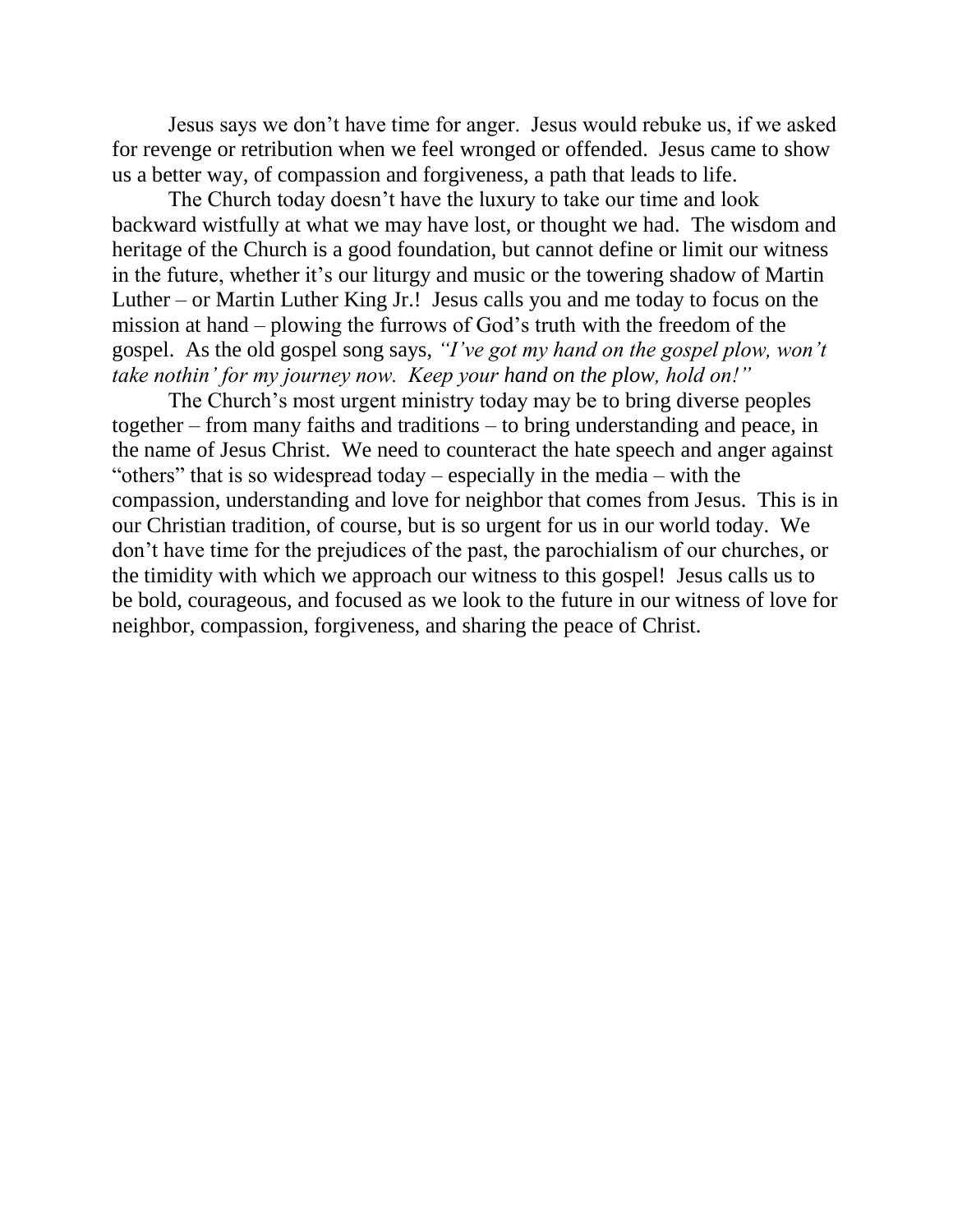Jesus says we don't have time for anger. Jesus would rebuke us, if we asked for revenge or retribution when we feel wronged or offended. Jesus came to show us a better way, of compassion and forgiveness, a path that leads to life.

The Church today doesn't have the luxury to take our time and look backward wistfully at what we may have lost, or thought we had. The wisdom and heritage of the Church is a good foundation, but cannot define or limit our witness in the future, whether it's our liturgy and music or the towering shadow of Martin Luther – or Martin Luther King Jr.! Jesus calls you and me today to focus on the mission at hand – plowing the furrows of God's truth with the freedom of the gospel. As the old gospel song says, *"I've got my hand on the gospel plow, won't take nothin' for my journey now. Keep your hand on the plow, hold on!"*

The Church's most urgent ministry today may be to bring diverse peoples together – from many faiths and traditions – to bring understanding and peace, in the name of Jesus Christ. We need to counteract the hate speech and anger against "others" that is so widespread today – especially in the media – with the compassion, understanding and love for neighbor that comes from Jesus. This is in our Christian tradition, of course, but is so urgent for us in our world today. We don't have time for the prejudices of the past, the parochialism of our churches, or the timidity with which we approach our witness to this gospel! Jesus calls us to be bold, courageous, and focused as we look to the future in our witness of love for neighbor, compassion, forgiveness, and sharing the peace of Christ.